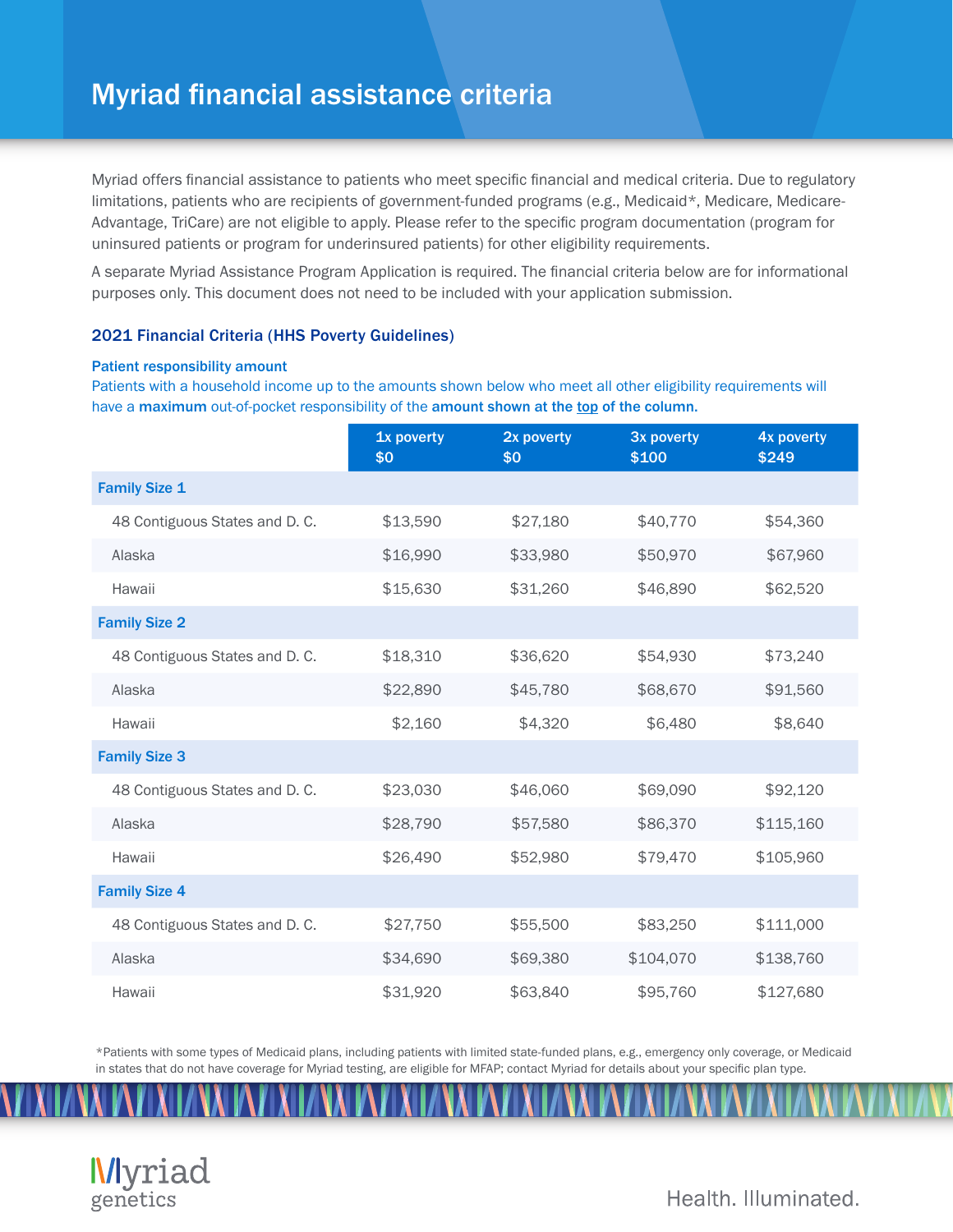# Myriad financial assistance criteria

Myriad offers financial assistance to patients who meet specific financial and medical criteria. Due to regulatory limitations, patients who are recipients of government-funded programs (e.g., Medicaid*, Medicare, Medicare-Advantage, TriCare) are not eligible to apply. Please refer to the specific program documentation (program for uninsured patients or program for underinsured patients) for other eligibility requirements.

A separate Myriad Assistance Program Application is required. The financial criteria below are for informational purposes only. This document does not need to be included with your application submission.

## 2021 Financial Criteria (HHS Poverty Guidelines)

### Patient responsibility amount

Patients with a household income up to the amounts shown below who meet all other eligibility requirements will have a **maximum** out-of-pocket responsibility of the **amount shown at the top of the column.**

| | 1x poverty $0 | 2x poverty $0 | 3x poverty $100 | 4x poverty $249 |
|---|---|---|---|---|
| **Family Size 1** | | | | |
| 48 Contiguous States and D. C. | $13,590 | $27,180 | $40,770 | $54,360 |
| Alaska | $16,990 | $33,980 | $50,970 | $67,960 |
| Hawaii | $15,630 | $31,260 | $46,890 | $62,520 |
| **Family Size 2** | | | | |
| 48 Contiguous States and D. C. | $18,310 | $36,620 | $54,930 | $73,240 |
| Alaska | $22,890 | $45,780 | $68,670 | $91,560 |
| Hawaii | $2,160 | $4,320 | $6,480 | $8,640 |
| **Family Size 3** | | | | |
| 48 Contiguous States and D. C. | $23,030 | $46,060 | $69,090 | $92,120 |
| Alaska | $28,790 | $57,580 | $86,370 | $115,160 |
| Hawaii | $26,490 | $52,980 | $79,470 | $105,960 |
| **Family Size 4** | | | | |
| 48 Contiguous States and D. C. | $27,750 | $55,500 | $83,250 | $111,000 |
| Alaska | $34,690 | $69,380 | $104,070 | $138,760 |
| Hawaii | $31,920 | $63,840 | $95,760 | $127,680 |

*Patients with some types of Medicaid plans, including patients with limited state-funded plans, e.g., emergency only coverage, or Medicaid in states that do not have coverage for Myriad testing, are eligible for MFAP; contact Myriad for details about your specific plan type.

Myriad genetics

Health. Illuminated.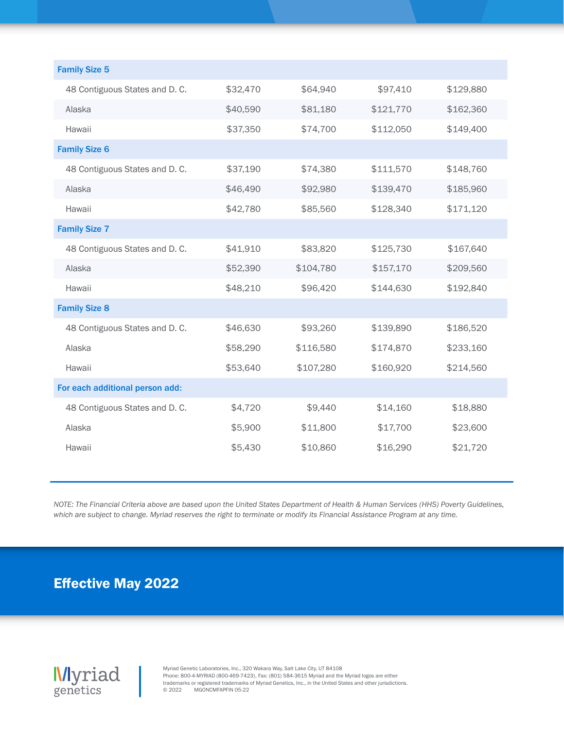| | | | | |
|---|---|---|---|---|
| **Family Size 5** | | | | |
| 48 Contiguous States and D. C. | $32,470 | $64,940 | $97,410 | $129,880 |
| Alaska | $40,590 | $81,180 | $121,770 | $162,360 |
| Hawaii | $37,350 | $74,700 | $112,050 | $149,400 |
| **Family Size 6** | | | | |
| 48 Contiguous States and D. C. | $37,190 | $74,380 | $111,570 | $148,760 |
| Alaska | $46,490 | $92,980 | $139,470 | $185,960 |
| Hawaii | $42,780 | $85,560 | $128,340 | $171,120 |
| **Family Size 7** | | | | |
| 48 Contiguous States and D. C. | $41,910 | $83,820 | $125,730 | $167,640 |
| Alaska | $52,390 | $104,780 | $157,170 | $209,560 |
| Hawaii | $48,210 | $96,420 | $144,630 | $192,840 |
| **Family Size 8** | | | | |
| 48 Contiguous States and D. C. | $46,630 | $93,260 | $139,890 | $186,520 |
| Alaska | $58,290 | $116,580 | $174,870 | $233,160 |
| Hawaii | $53,640 | $107,280 | $160,920 | $214,560 |
| **For each additional person add:** | | | | |
| 48 Contiguous States and D. C. | $4,720 | $9,440 | $14,160 | $18,880 |
| Alaska | $5,900 | $11,800 | $17,700 | $23,600 |
| Hawaii | $5,430 | $10,860 | $16,290 | $21,720 |

*NOTE: The Financial Criteria above are based upon the United States Department of Health & Human Services (HHS) Poverty Guidelines, which are subject to change. Myriad reserves the right to terminate or modify its Financial Assistance Program at any time.*

## Effective May 2022

Myriad genetics

Myriad Genetic Laboratories, Inc., 320 Wakara Way, Salt Lake City, UT 84108
Phone: 800-4-MYRIAD (800-469-7423), Fax: (801) 584-3615 Myriad and the Myriad logos are either trademarks or registered trademarks of Myriad Genetics, Inc., in the United States and other jurisdictions.
© 2022 MGONCMFAPFIN 05-22